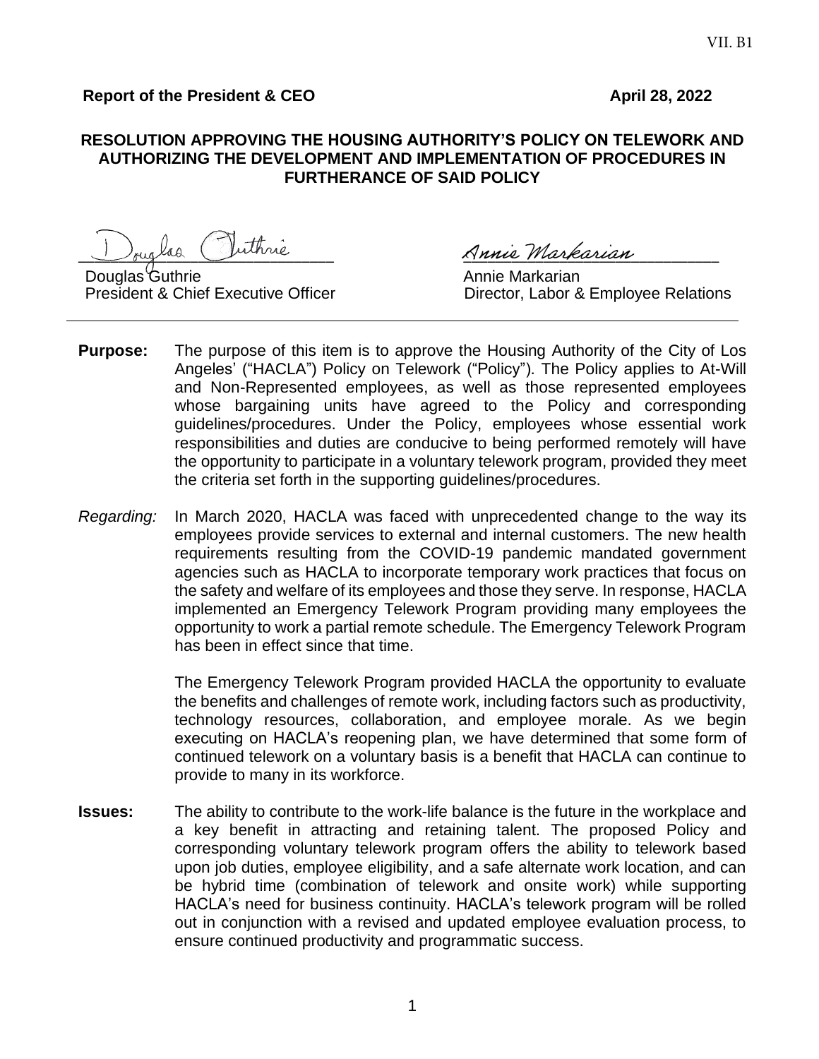VII. B1

**Report of the President & CEO** **April 28, 2022**

**RESOLUTION APPROVING THE HOUSING AUTHORITY'S POLICY ON TELEWORK AND AUTHORIZING THE DEVELOPMENT AND IMPLEMENTATION OF PROCEDURES IN FURTHERANCE OF SAID POLICY**

Douglas Guthrie
President & Chief Executive Officer

Annie Markarian
Director, Labor & Employee Relations

---

**Purpose:** The purpose of this item is to approve the Housing Authority of the City of Los Angeles' ("HACLA") Policy on Telework ("Policy"). The Policy applies to At-Will and Non-Represented employees, as well as those represented employees whose bargaining units have agreed to the Policy and corresponding guidelines/procedures. Under the Policy, employees whose essential work responsibilities and duties are conducive to being performed remotely will have the opportunity to participate in a voluntary telework program, provided they meet the criteria set forth in the supporting guidelines/procedures.

*Regarding:* In March 2020, HACLA was faced with unprecedented change to the way its employees provide services to external and internal customers. The new health requirements resulting from the COVID-19 pandemic mandated government agencies such as HACLA to incorporate temporary work practices that focus on the safety and welfare of its employees and those they serve. In response, HACLA implemented an Emergency Telework Program providing many employees the opportunity to work a partial remote schedule. The Emergency Telework Program has been in effect since that time.

The Emergency Telework Program provided HACLA the opportunity to evaluate the benefits and challenges of remote work, including factors such as productivity, technology resources, collaboration, and employee morale. As we begin executing on HACLA's reopening plan, we have determined that some form of continued telework on a voluntary basis is a benefit that HACLA can continue to provide to many in its workforce.

**Issues:** The ability to contribute to the work-life balance is the future in the workplace and a key benefit in attracting and retaining talent. The proposed Policy and corresponding voluntary telework program offers the ability to telework based upon job duties, employee eligibility, and a safe alternate work location, and can be hybrid time (combination of telework and onsite work) while supporting HACLA's need for business continuity. HACLA's telework program will be rolled out in conjunction with a revised and updated employee evaluation process, to ensure continued productivity and programmatic success.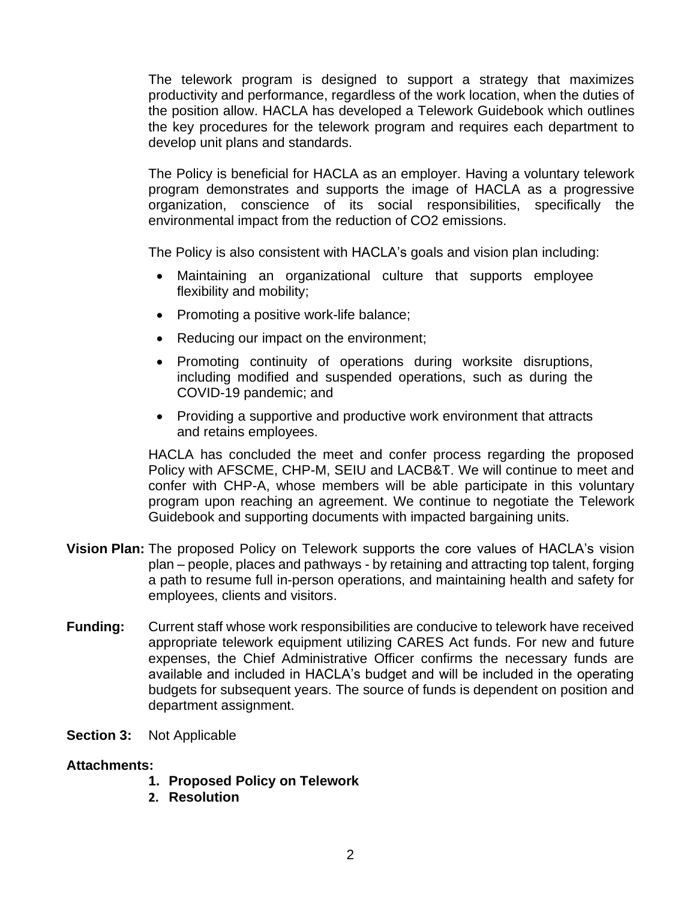The telework program is designed to support a strategy that maximizes productivity and performance, regardless of the work location, when the duties of the position allow. HACLA has developed a Telework Guidebook which outlines the key procedures for the telework program and requires each department to develop unit plans and standards.

The Policy is beneficial for HACLA as an employer. Having a voluntary telework program demonstrates and supports the image of HACLA as a progressive organization, conscience of its social responsibilities, specifically the environmental impact from the reduction of $CO_2$ emissions.

The Policy is also consistent with HACLA's goals and vision plan including:

- Maintaining an organizational culture that supports employee flexibility and mobility;
- Promoting a positive work-life balance;
- Reducing our impact on the environment;
- Promoting continuity of operations during worksite disruptions, including modified and suspended operations, such as during the COVID-19 pandemic; and
- Providing a supportive and productive work environment that attracts and retains employees.

HACLA has concluded the meet and confer process regarding the proposed Policy with AFSCME, CHP-M, SEIU and LACB&T. We will continue to meet and confer with CHP-A, whose members will be able participate in this voluntary program upon reaching an agreement. We continue to negotiate the Telework Guidebook and supporting documents with impacted bargaining units.

**Vision Plan:** The proposed Policy on Telework supports the core values of HACLA's vision plan – people, places and pathways - by retaining and attracting top talent, forging a path to resume full in-person operations, and maintaining health and safety for employees, clients and visitors.

**Funding:** Current staff whose work responsibilities are conducive to telework have received appropriate telework equipment utilizing CARES Act funds. For new and future expenses, the Chief Administrative Officer confirms the necessary funds are available and included in HACLA's budget and will be included in the operating budgets for subsequent years. The source of funds is dependent on position and department assignment.

**Section 3:** Not Applicable

**Attachments:**

1. **Proposed Policy on Telework**
2. **Resolution**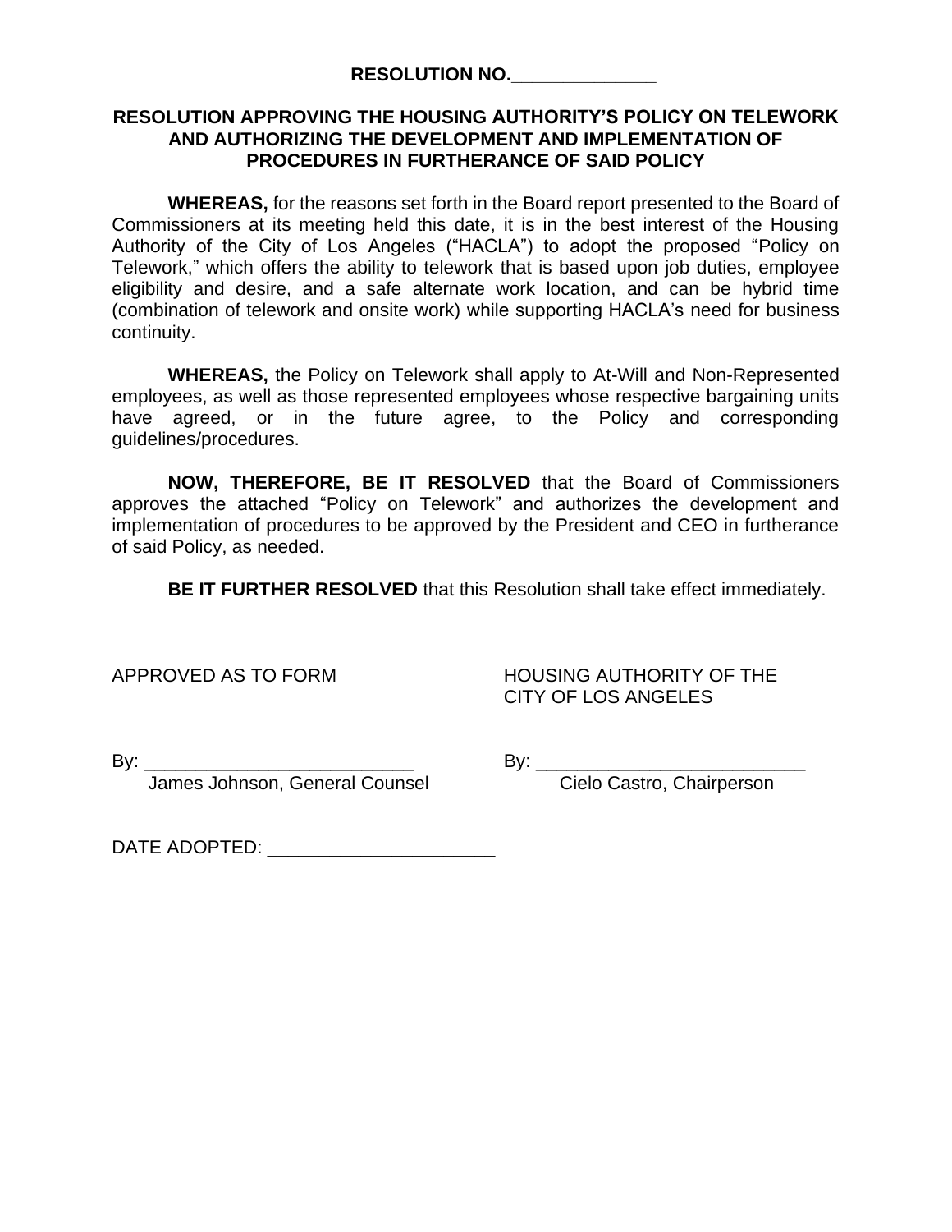**RESOLUTION NO.______________**

**RESOLUTION APPROVING THE HOUSING AUTHORITY'S POLICY ON TELEWORK AND AUTHORIZING THE DEVELOPMENT AND IMPLEMENTATION OF PROCEDURES IN FURTHERANCE OF SAID POLICY**

**WHEREAS,** for the reasons set forth in the Board report presented to the Board of Commissioners at its meeting held this date, it is in the best interest of the Housing Authority of the City of Los Angeles ("HACLA") to adopt the proposed "Policy on Telework," which offers the ability to telework that is based upon job duties, employee eligibility and desire, and a safe alternate work location, and can be hybrid time (combination of telework and onsite work) while supporting HACLA's need for business continuity.

**WHEREAS,** the Policy on Telework shall apply to At-Will and Non-Represented employees, as well as those represented employees whose respective bargaining units have agreed, or in the future agree, to the Policy and corresponding guidelines/procedures.

**NOW, THEREFORE, BE IT RESOLVED** that the Board of Commissioners approves the attached "Policy on Telework" and authorizes the development and implementation of procedures to be approved by the President and CEO in furtherance of said Policy, as needed.

**BE IT FURTHER RESOLVED** that this Resolution shall take effect immediately.

APPROVED AS TO FORM

By: __________________________
James Johnson, General Counsel

HOUSING AUTHORITY OF THE CITY OF LOS ANGELES

By: __________________________
Cielo Castro, Chairperson

DATE ADOPTED: ______________________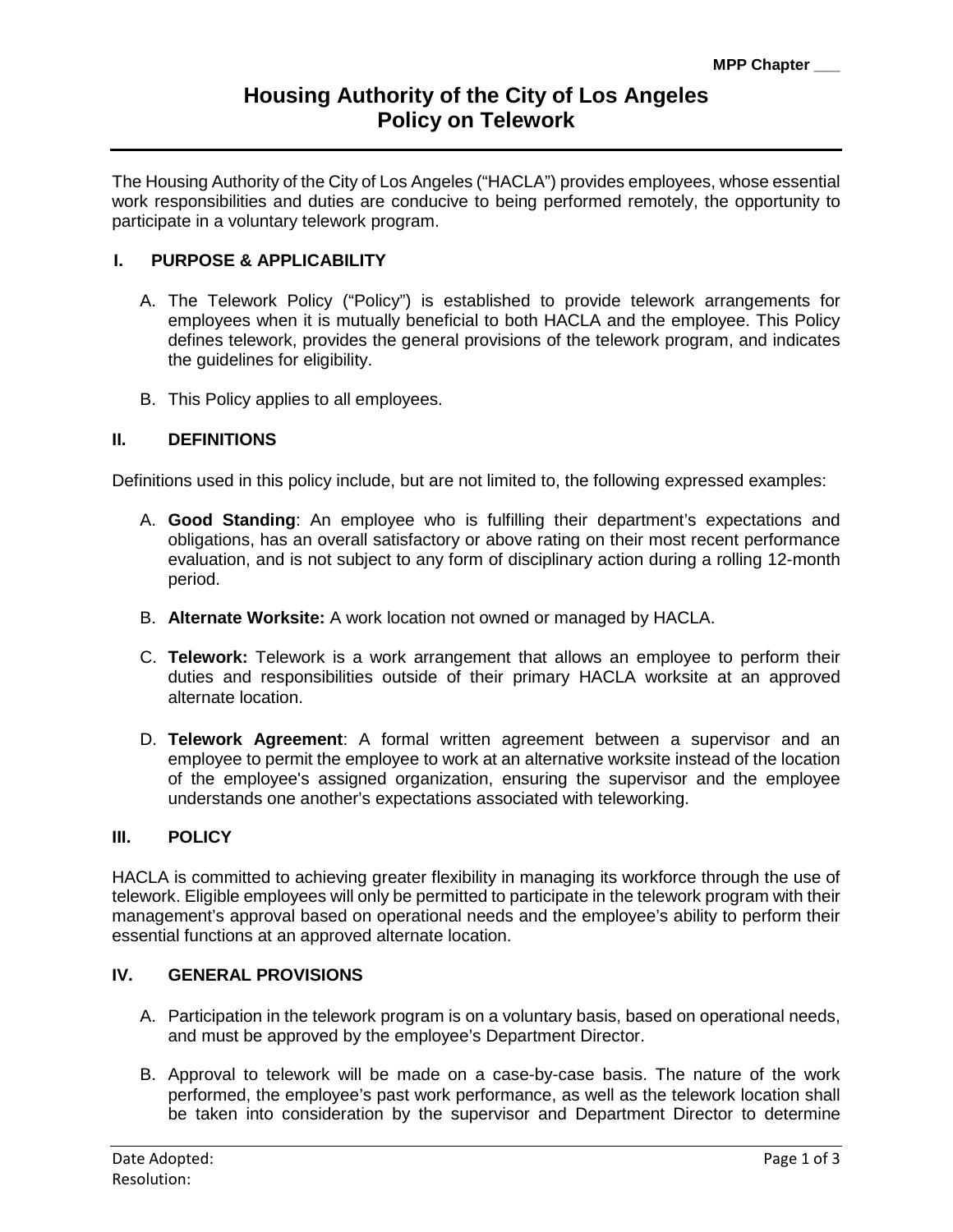MPP Chapter ___

# Housing Authority of the City of Los Angeles
# Policy on Telework

The Housing Authority of the City of Los Angeles ("HACLA") provides employees, whose essential work responsibilities and duties are conducive to being performed remotely, the opportunity to participate in a voluntary telework program.

## I. PURPOSE & APPLICABILITY

A. The Telework Policy ("Policy") is established to provide telework arrangements for employees when it is mutually beneficial to both HACLA and the employee. This Policy defines telework, provides the general provisions of the telework program, and indicates the guidelines for eligibility.

B. This Policy applies to all employees.

## II. DEFINITIONS

Definitions used in this policy include, but are not limited to, the following expressed examples:

A. **Good Standing**: An employee who is fulfilling their department's expectations and obligations, has an overall satisfactory or above rating on their most recent performance evaluation, and is not subject to any form of disciplinary action during a rolling 12-month period.

B. **Alternate Worksite:** A work location not owned or managed by HACLA.

C. **Telework:** Telework is a work arrangement that allows an employee to perform their duties and responsibilities outside of their primary HACLA worksite at an approved alternate location.

D. **Telework Agreement**: A formal written agreement between a supervisor and an employee to permit the employee to work at an alternative worksite instead of the location of the employee's assigned organization, ensuring the supervisor and the employee understands one another's expectations associated with teleworking.

## III. POLICY

HACLA is committed to achieving greater flexibility in managing its workforce through the use of telework. Eligible employees will only be permitted to participate in the telework program with their management's approval based on operational needs and the employee's ability to perform their essential functions at an approved alternate location.

## IV. GENERAL PROVISIONS

A. Participation in the telework program is on a voluntary basis, based on operational needs, and must be approved by the employee's Department Director.

B. Approval to telework will be made on a case-by-case basis. The nature of the work performed, the employee's past work performance, as well as the telework location shall be taken into consideration by the supervisor and Department Director to determine

Date Adopted:
Resolution: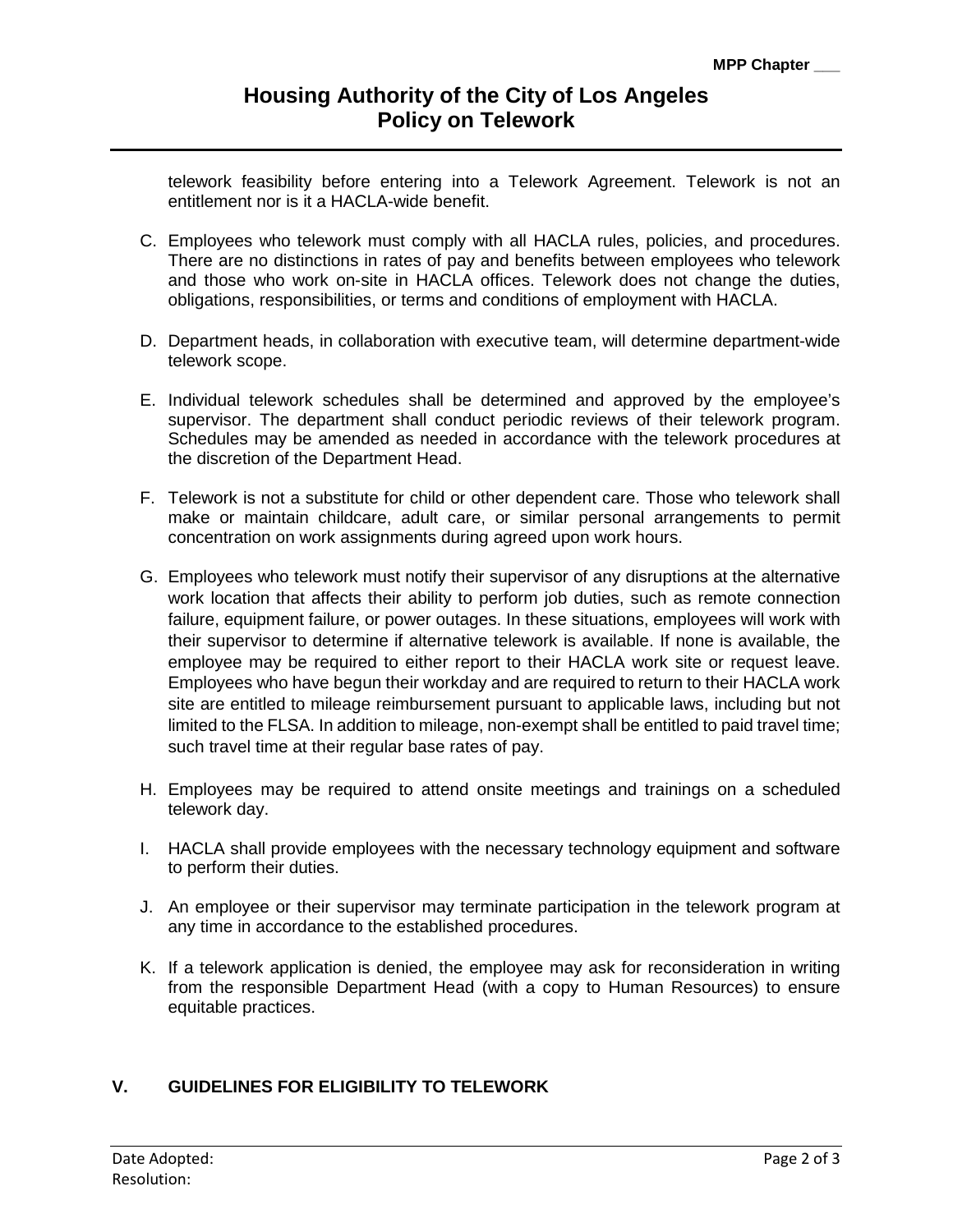telework feasibility before entering into a Telework Agreement. Telework is not an entitlement nor is it a HACLA-wide benefit.

C. Employees who telework must comply with all HACLA rules, policies, and procedures. There are no distinctions in rates of pay and benefits between employees who telework and those who work on-site in HACLA offices. Telework does not change the duties, obligations, responsibilities, or terms and conditions of employment with HACLA.

D. Department heads, in collaboration with executive team, will determine department-wide telework scope.

E. Individual telework schedules shall be determined and approved by the employee's supervisor. The department shall conduct periodic reviews of their telework program. Schedules may be amended as needed in accordance with the telework procedures at the discretion of the Department Head.

F. Telework is not a substitute for child or other dependent care. Those who telework shall make or maintain childcare, adult care, or similar personal arrangements to permit concentration on work assignments during agreed upon work hours.

G. Employees who telework must notify their supervisor of any disruptions at the alternative work location that affects their ability to perform job duties, such as remote connection failure, equipment failure, or power outages. In these situations, employees will work with their supervisor to determine if alternative telework is available. If none is available, the employee may be required to either report to their HACLA work site or request leave. Employees who have begun their workday and are required to return to their HACLA work site are entitled to mileage reimbursement pursuant to applicable laws, including but not limited to the FLSA. In addition to mileage, non-exempt shall be entitled to paid travel time; such travel time at their regular base rates of pay.

H. Employees may be required to attend onsite meetings and trainings on a scheduled telework day.

I. HACLA shall provide employees with the necessary technology equipment and software to perform their duties.

J. An employee or their supervisor may terminate participation in the telework program at any time in accordance to the established procedures.

K. If a telework application is denied, the employee may ask for reconsideration in writing from the responsible Department Head (with a copy to Human Resources) to ensure equitable practices.

## V. GUIDELINES FOR ELIGIBILITY TO TELEWORK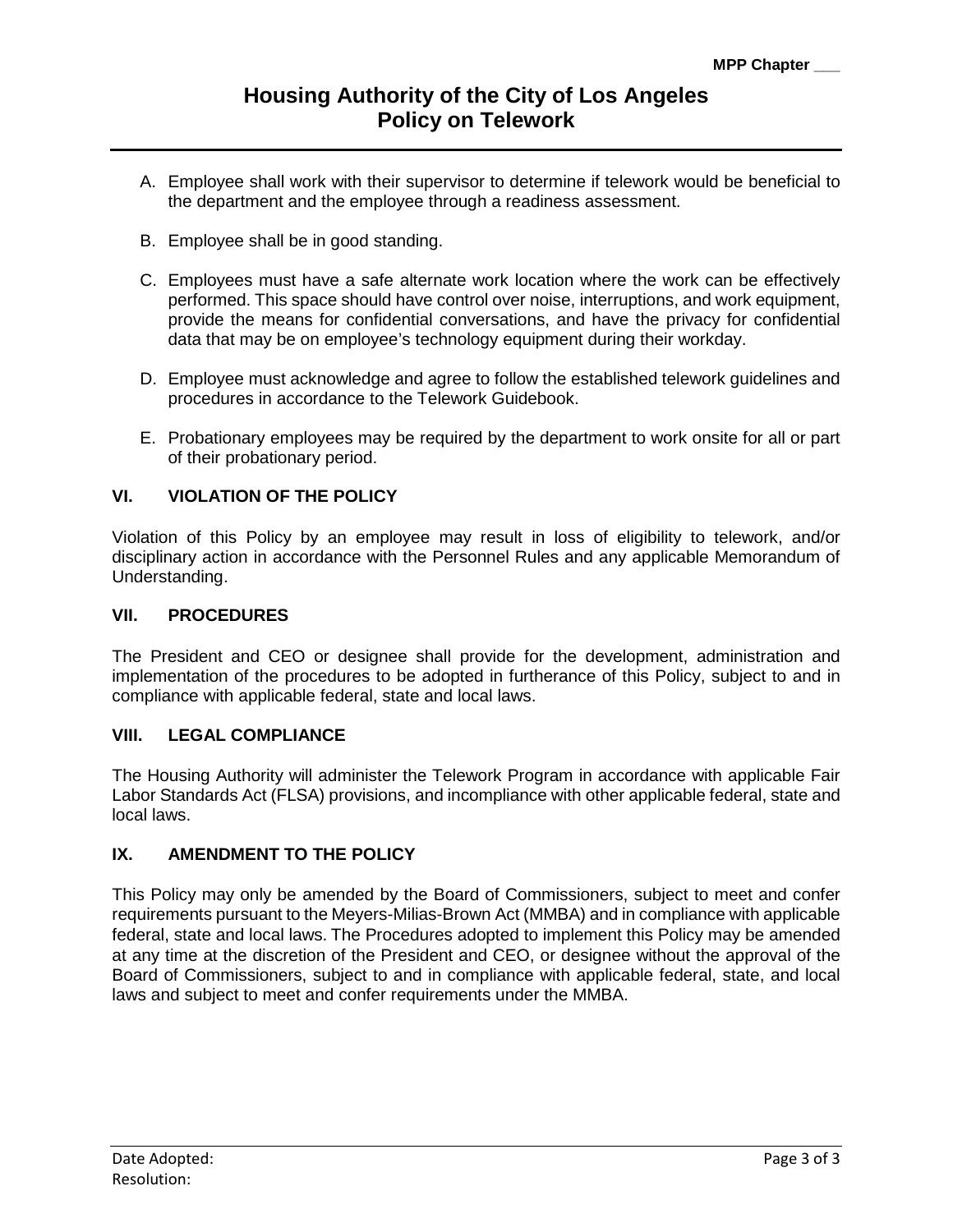A. Employee shall work with their supervisor to determine if telework would be beneficial to the department and the employee through a readiness assessment.

B. Employee shall be in good standing.

C. Employees must have a safe alternate work location where the work can be effectively performed. This space should have control over noise, interruptions, and work equipment, provide the means for confidential conversations, and have the privacy for confidential data that may be on employee's technology equipment during their workday.

D. Employee must acknowledge and agree to follow the established telework guidelines and procedures in accordance to the Telework Guidebook.

E. Probationary employees may be required by the department to work onsite for all or part of their probationary period.

## VI. VIOLATION OF THE POLICY

Violation of this Policy by an employee may result in loss of eligibility to telework, and/or disciplinary action in accordance with the Personnel Rules and any applicable Memorandum of Understanding.

## VII. PROCEDURES

The President and CEO or designee shall provide for the development, administration and implementation of the procedures to be adopted in furtherance of this Policy, subject to and in compliance with applicable federal, state and local laws.

## VIII. LEGAL COMPLIANCE

The Housing Authority will administer the Telework Program in accordance with applicable Fair Labor Standards Act (FLSA) provisions, and incompliance with other applicable federal, state and local laws.

## IX. AMENDMENT TO THE POLICY

This Policy may only be amended by the Board of Commissioners, subject to meet and confer requirements pursuant to the Meyers-Milias-Brown Act (MMBA) and in compliance with applicable federal, state and local laws. The Procedures adopted to implement this Policy may be amended at any time at the discretion of the President and CEO, or designee without the approval of the Board of Commissioners, subject to and in compliance with applicable federal, state, and local laws and subject to meet and confer requirements under the MMBA.

Date Adopted:
Resolution: